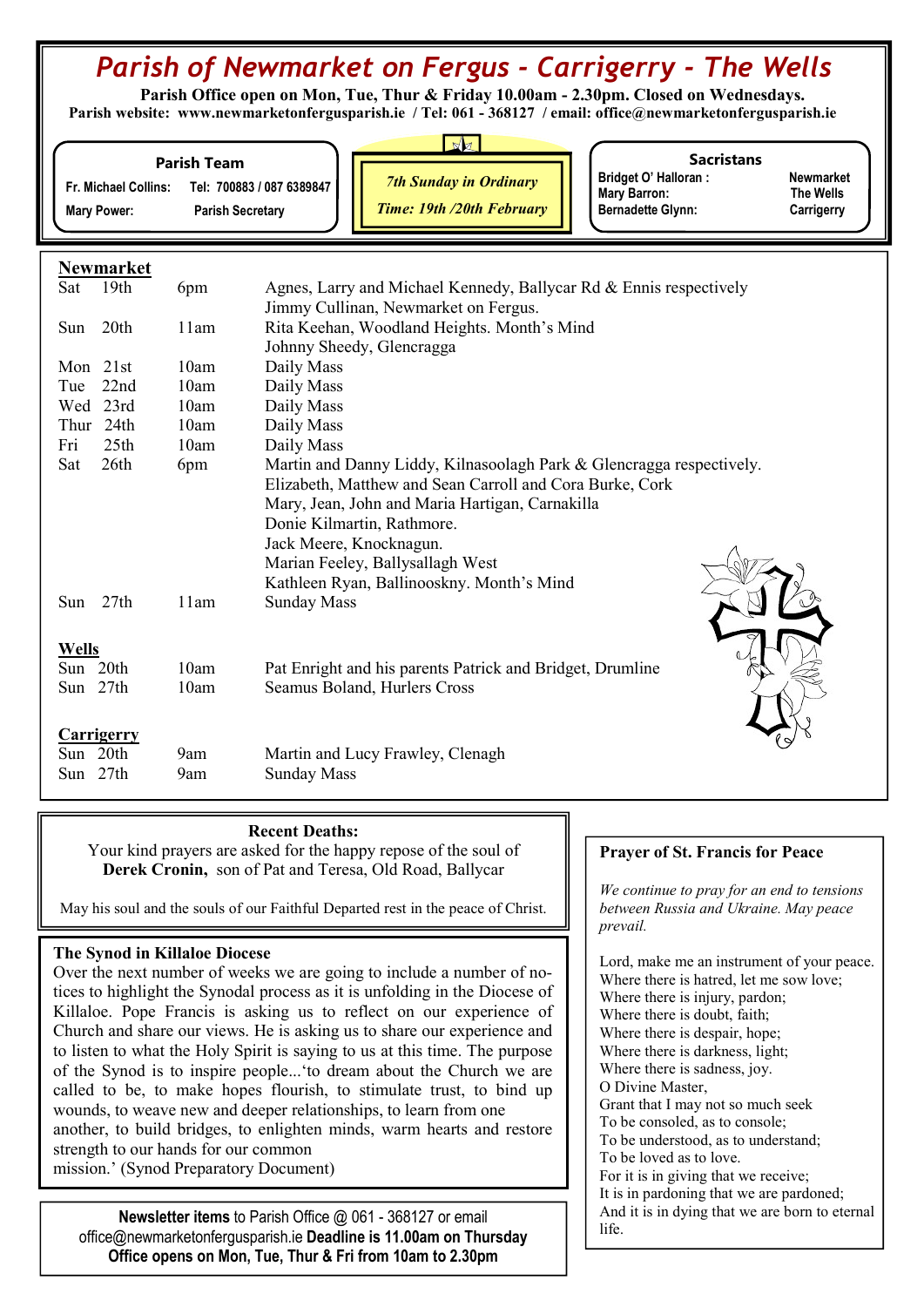# Parish of Newmarket on Fergus - Carrigerry - The Wells

**Parish Office open on Mon, Tue, Thur & Friday 10.00am - 2.30pm. Closed on Wednesdays.**
**Parish website: www.newmarketonfergusparish.ie / Tel: 061 - 368127 / email: office@newmarketonfergusparish.ie**

**Parish Team**
Fr. Michael Collins: Tel: 700883 / 087 6389847
Mary Power: Parish Secretary

*7th Sunday in Ordinary*
*Time: 19th /20th February*

**Sacristans**
Bridget O' Halloran : Newmarket
Mary Barron: The Wells
Bernadette Glynn: Carrigerry

## Newmarket

| | | | |
|---|---|---|---|
| Sat | 19th | 6pm | Agnes, Larry and Michael Kennedy, Ballycar Rd & Ennis respectively |
| | | | Jimmy Cullinan, Newmarket on Fergus. |
| Sun | 20th | 11am | Rita Keehan, Woodland Heights. Month's Mind |
| | | | Johnny Sheedy, Glencragga |
| Mon | 21st | 10am | Daily Mass |
| Tue | 22nd | 10am | Daily Mass |
| Wed | 23rd | 10am | Daily Mass |
| Thur | 24th | 10am | Daily Mass |
| Fri | 25th | 10am | Daily Mass |
| Sat | 26th | 6pm | Martin and Danny Liddy, Kilnasoolagh Park & Glencragga respectively. |
| | | | Elizabeth, Matthew and Sean Carroll and Cora Burke, Cork |
| | | | Mary, Jean, John and Maria Hartigan, Carnakilla |
| | | | Donie Kilmartin, Rathmore. |
| | | | Jack Meere, Knocknagun. |
| | | | Marian Feeley, Ballysallagh West |
| | | | Kathleen Ryan, Ballinooskny. Month's Mind |
| Sun | 27th | 11am | Sunday Mass |

## Wells

| | | | |
|---|---|---|---|
| Sun | 20th | 10am | Pat Enright and his parents Patrick and Bridget, Drumline |
| Sun | 27th | 10am | Seamus Boland, Hurlers Cross |

## Carrigerry

| | | | |
|---|---|---|---|
| Sun | 20th | 9am | Martin and Lucy Frawley, Clenagh |
| Sun | 27th | 9am | Sunday Mass |

**Recent Deaths:**
Your kind prayers are asked for the happy repose of the soul of **Derek Cronin,** son of Pat and Teresa, Old Road, Ballycar

May his soul and the souls of our Faithful Departed rest in the peace of Christ.

### The Synod in Killaloe Diocese

Over the next number of weeks we are going to include a number of notices to highlight the Synodal process as it is unfolding in the Diocese of Killaloe. Pope Francis is asking us to reflect on our experience of Church and share our views. He is asking us to share our experience and to listen to what the Holy Spirit is saying to us at this time. The purpose of the Synod is to inspire people...'to dream about the Church we are called to be, to make hopes flourish, to stimulate trust, to bind up wounds, to weave new and deeper relationships, to learn from one another, to build bridges, to enlighten minds, warm hearts and restore strength to our hands for our common mission.' (Synod Preparatory Document)

**Newsletter items** to Parish Office @ 061 - 368127 or email office@newmarketonfergusparish.ie **Deadline is 11.00am on Thursday**
**Office opens on Mon, Tue, Thur & Fri from 10am to 2.30pm**

### Prayer of St. Francis for Peace

*We continue to pray for an end to tensions between Russia and Ukraine. May peace prevail.*

Lord, make me an instrument of your peace.
Where there is hatred, let me sow love;
Where there is injury, pardon;
Where there is doubt, faith;
Where there is despair, hope;
Where there is darkness, light;
Where there is sadness, joy.
O Divine Master,
Grant that I may not so much seek
To be consoled, as to console;
To be understood, as to understand;
To be loved as to love.
For it is in giving that we receive;
It is in pardoning that we are pardoned;
And it is in dying that we are born to eternal life.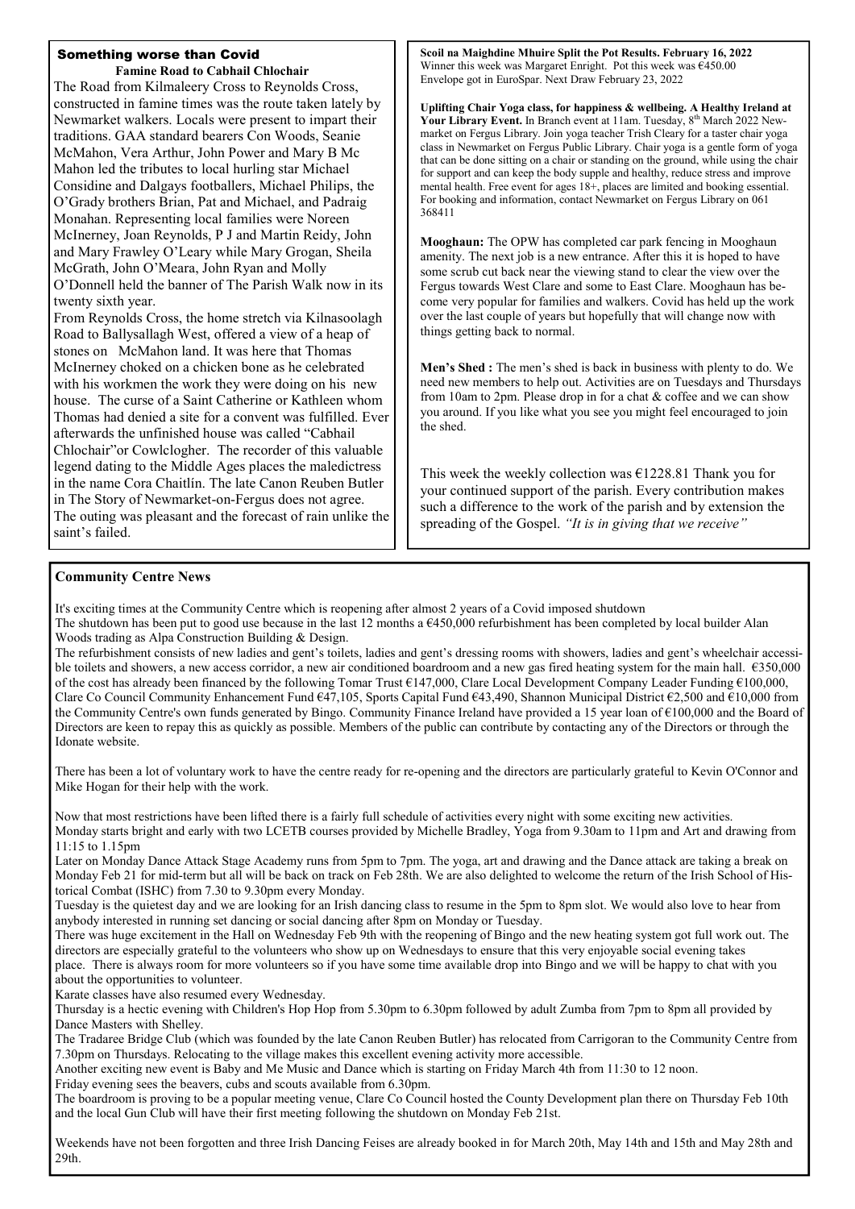## Something worse than Covid

**Famine Road to Cabhail Chlochair**

The Road from Kilmaleery Cross to Reynolds Cross, constructed in famine times was the route taken lately by Newmarket walkers. Locals were present to impart their traditions. GAA standard bearers Con Woods, Seanie McMahon, Vera Arthur, John Power and Mary B Mc Mahon led the tributes to local hurling star Michael Considine and Dalgays footballers, Michael Philips, the O'Grady brothers Brian, Pat and Michael, and Padraig Monahan. Representing local families were Noreen McInerney, Joan Reynolds, P J and Martin Reidy, John and Mary Frawley O'Leary while Mary Grogan, Sheila McGrath, John O'Meara, John Ryan and Molly O'Donnell held the banner of The Parish Walk now in its twenty sixth year.

From Reynolds Cross, the home stretch via Kilnasoolagh Road to Ballysallagh West, offered a view of a heap of stones on McMahon land. It was here that Thomas McInerney choked on a chicken bone as he celebrated with his workmen the work they were doing on his new house. The curse of a Saint Catherine or Kathleen whom Thomas had denied a site for a convent was fulfilled. Ever afterwards the unfinished house was called "Cabhail Chlochair"or Cowlclogher. The recorder of this valuable legend dating to the Middle Ages places the maledictress in the name Cora Chaitlín. The late Canon Reuben Butler in The Story of Newmarket-on-Fergus does not agree. The outing was pleasant and the forecast of rain unlike the saint's failed.

**Scoil na Maighdine Mhuire Split the Pot Results. February 16, 2022**
Winner this week was Margaret Enright. Pot this week was €450.00
Envelope got in EuroSpar. Next Draw February 23, 2022

**Uplifting Chair Yoga class, for happiness & wellbeing. A Healthy Ireland at Your Library Event.** In Branch event at 11am. Tuesday, 8th March 2022 Newmarket on Fergus Library. Join yoga teacher Trish Cleary for a taster chair yoga class in Newmarket on Fergus Public Library. Chair yoga is a gentle form of yoga that can be done sitting on a chair or standing on the ground, while using the chair for support and can keep the body supple and healthy, reduce stress and improve mental health. Free event for ages 18+, places are limited and booking essential. For booking and information, contact Newmarket on Fergus Library on 061 368411

**Mooghaun:** The OPW has completed car park fencing in Mooghaun amenity. The next job is a new entrance. After this it is hoped to have some scrub cut back near the viewing stand to clear the view over the Fergus towards West Clare and some to East Clare. Mooghaun has become very popular for families and walkers. Covid has held up the work over the last couple of years but hopefully that will change now with things getting back to normal.

**Men's Shed :** The men's shed is back in business with plenty to do. We need new members to help out. Activities are on Tuesdays and Thursdays from 10am to 2pm. Please drop in for a chat & coffee and we can show you around. If you like what you see you might feel encouraged to join the shed.

This week the weekly collection was €1228.81 Thank you for your continued support of the parish. Every contribution makes such a difference to the work of the parish and by extension the spreading of the Gospel. *"It is in giving that we receive"*

## Community Centre News

It's exciting times at the Community Centre which is reopening after almost 2 years of a Covid imposed shutdown

The shutdown has been put to good use because in the last 12 months a €450,000 refurbishment has been completed by local builder Alan Woods trading as Alpa Construction Building & Design.

The refurbishment consists of new ladies and gent's toilets, ladies and gent's dressing rooms with showers, ladies and gent's wheelchair accessible toilets and showers, a new access corridor, a new air conditioned boardroom and a new gas fired heating system for the main hall. €350,000 of the cost has already been financed by the following Tomar Trust €147,000, Clare Local Development Company Leader Funding €100,000, Clare Co Council Community Enhancement Fund €47,105, Sports Capital Fund €43,490, Shannon Municipal District €2,500 and €10,000 from the Community Centre's own funds generated by Bingo. Community Finance Ireland have provided a 15 year loan of €100,000 and the Board of Directors are keen to repay this as quickly as possible. Members of the public can contribute by contacting any of the Directors or through the Idonate website.

There has been a lot of voluntary work to have the centre ready for re-opening and the directors are particularly grateful to Kevin O'Connor and Mike Hogan for their help with the work.

Now that most restrictions have been lifted there is a fairly full schedule of activities every night with some exciting new activities.

Monday starts bright and early with two LCETB courses provided by Michelle Bradley, Yoga from 9.30am to 11pm and Art and drawing from 11:15 to 1.15pm

Later on Monday Dance Attack Stage Academy runs from 5pm to 7pm. The yoga, art and drawing and the Dance attack are taking a break on Monday Feb 21 for mid-term but all will be back on track on Feb 28th. We are also delighted to welcome the return of the Irish School of Historical Combat (ISHC) from 7.30 to 9.30pm every Monday.

Tuesday is the quietest day and we are looking for an Irish dancing class to resume in the 5pm to 8pm slot. We would also love to hear from anybody interested in running set dancing or social dancing after 8pm on Monday or Tuesday.

There was huge excitement in the Hall on Wednesday Feb 9th with the reopening of Bingo and the new heating system got full work out. The directors are especially grateful to the volunteers who show up on Wednesdays to ensure that this very enjoyable social evening takes place. There is always room for more volunteers so if you have some time available drop into Bingo and we will be happy to chat with you about the opportunities to volunteer.

Karate classes have also resumed every Wednesday.

Thursday is a hectic evening with Children's Hop Hop from 5.30pm to 6.30pm followed by adult Zumba from 7pm to 8pm all provided by Dance Masters with Shelley.

The Tradaree Bridge Club (which was founded by the late Canon Reuben Butler) has relocated from Carrigoran to the Community Centre from 7.30pm on Thursdays. Relocating to the village makes this excellent evening activity more accessible.

Another exciting new event is Baby and Me Music and Dance which is starting on Friday March 4th from 11:30 to 12 noon.

Friday evening sees the beavers, cubs and scouts available from 6.30pm.

The boardroom is proving to be a popular meeting venue, Clare Co Council hosted the County Development plan there on Thursday Feb 10th and the local Gun Club will have their first meeting following the shutdown on Monday Feb 21st.

Weekends have not been forgotten and three Irish Dancing Feises are already booked in for March 20th, May 14th and 15th and May 28th and 29th.